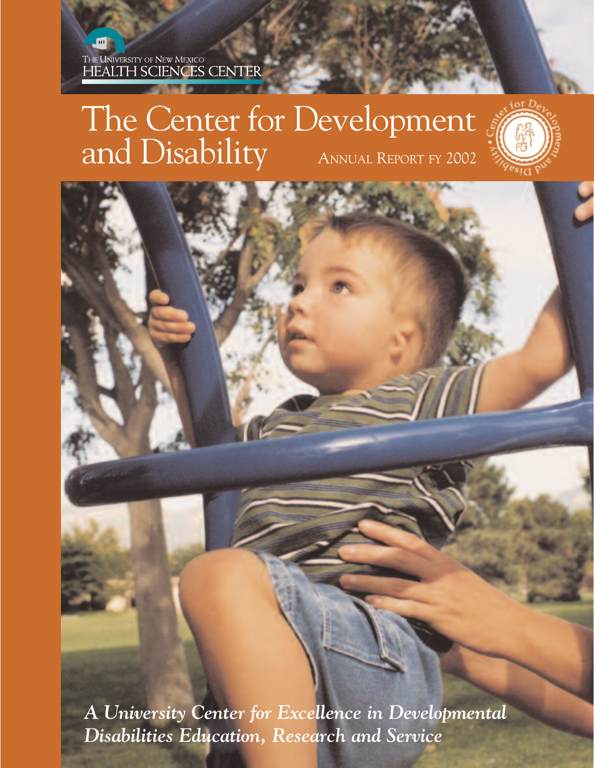The University of New Mexico
HEALTH SCIENCES CENTER

# The Center for Development and Disability

ANNUAL REPORT FY 2002

***A University Center for Excellence in Developmental Disabilities Education, Research and Service***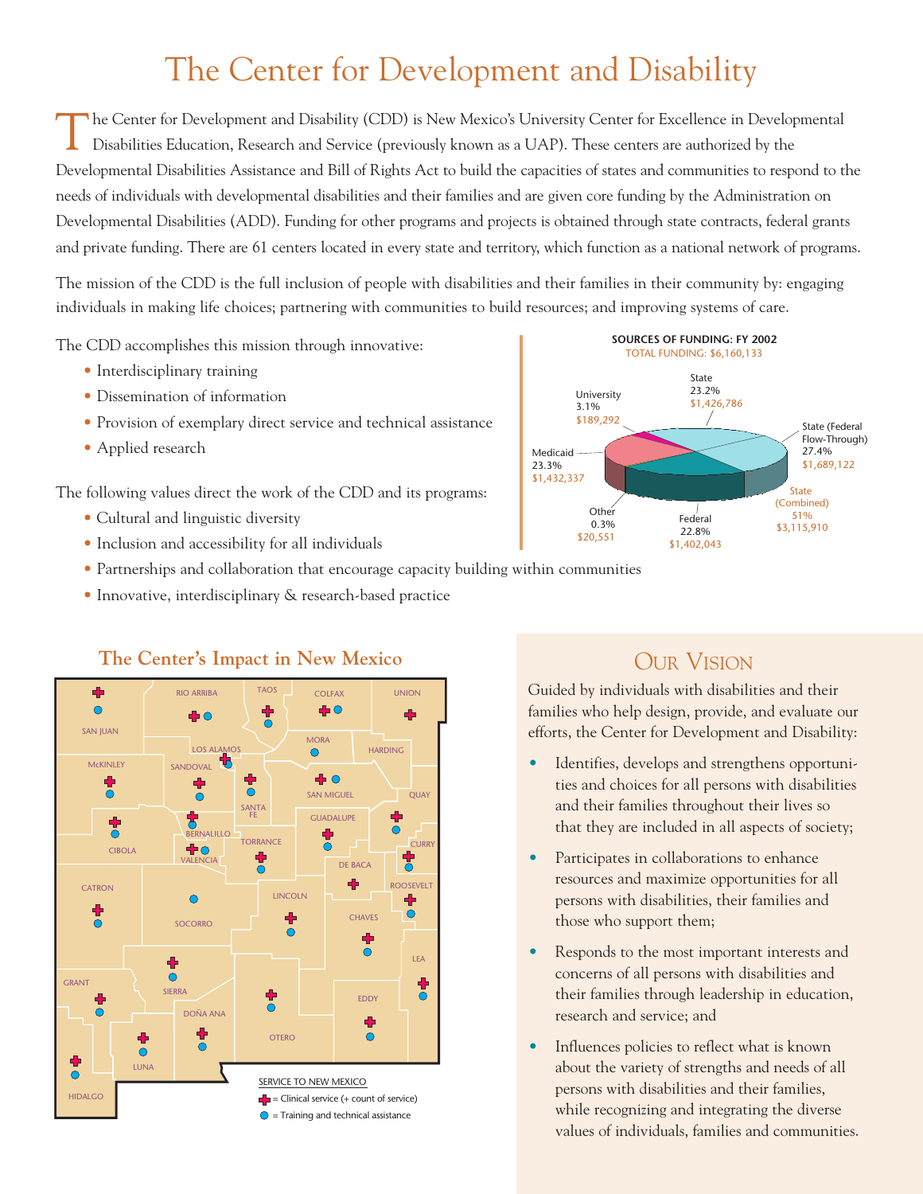# The Center for Development and Disability

The Center for Development and Disability (CDD) is New Mexico's University Center for Excellence in Developmental Disabilities Education, Research and Service (previously known as a UAP). These centers are authorized by the Developmental Disabilities Assistance and Bill of Rights Act to build the capacities of states and communities to respond to the needs of individuals with developmental disabilities and their families and are given core funding by the Administration on Developmental Disabilities (ADD). Funding for other programs and projects is obtained through state contracts, federal grants and private funding. There are 61 centers located in every state and territory, which function as a national network of programs.

The mission of the CDD is the full inclusion of people with disabilities and their families in their community by: engaging individuals in making life choices; partnering with communities to build resources; and improving systems of care.

The CDD accomplishes this mission through innovative:

- Interdisciplinary training
- Dissemination of information
- Provision of exemplary direct service and technical assistance
- Applied research

The following values direct the work of the CDD and its programs:

- Cultural and linguistic diversity
- Inclusion and accessibility for all individuals
- Partnerships and collaboration that encourage capacity building within communities
- Innovative, interdisciplinary & research-based practice

**SOURCES OF FUNDING: FY 2002**
TOTAL FUNDING: $6,160,133

| Source | Percent | Amount |
|---|---|---|
| State | 23.2% | $1,426,786 |
| State (Federal Flow-Through) | 27.4% | $1,689,122 |
| State (Combined) | 51% | $3,115,910 |
| Federal | 22.8% | $1,402,043 |
| Other | 0.3% | $20,551 |
| Medicaid | 23.3% | $1,432,337 |
| University | 3.1% | $189,292 |

## The Center's Impact in New Mexico

SAN JUAN, RIO ARRIBA, TAOS, COLFAX, UNION, LOS ALAMOS, MORA, HARDING, McKINLEY, SANDOVAL, SAN MIGUEL, QUAY, SANTA FE, CIBOLA, BERNALILLO, GUADALUPE, TORRANCE, VALENCIA, CURRY, DE BACA, ROOSEVELT, CATRON, LINCOLN, SOCORRO, CHAVES, LEA, GRANT, SIERRA, EDDY, DOÑA ANA, OTERO, LUNA, HIDALGO

SERVICE TO NEW MEXICO
- ✚ = Clinical service (+ count of service)
- ● = Training and technical assistance

## Our Vision

Guided by individuals with disabilities and their families who help design, provide, and evaluate our efforts, the Center for Development and Disability:

- Identifies, develops and strengthens opportunities and choices for all persons with disabilities and their families throughout their lives so that they are included in all aspects of society;
- Participates in collaborations to enhance resources and maximize opportunities for all persons with disabilities, their families and those who support them;
- Responds to the most important interests and concerns of all persons with disabilities and their families through leadership in education, research and service; and
- Influences policies to reflect what is known about the variety of strengths and needs of all persons with disabilities and their families, while recognizing and integrating the diverse values of individuals, families and communities.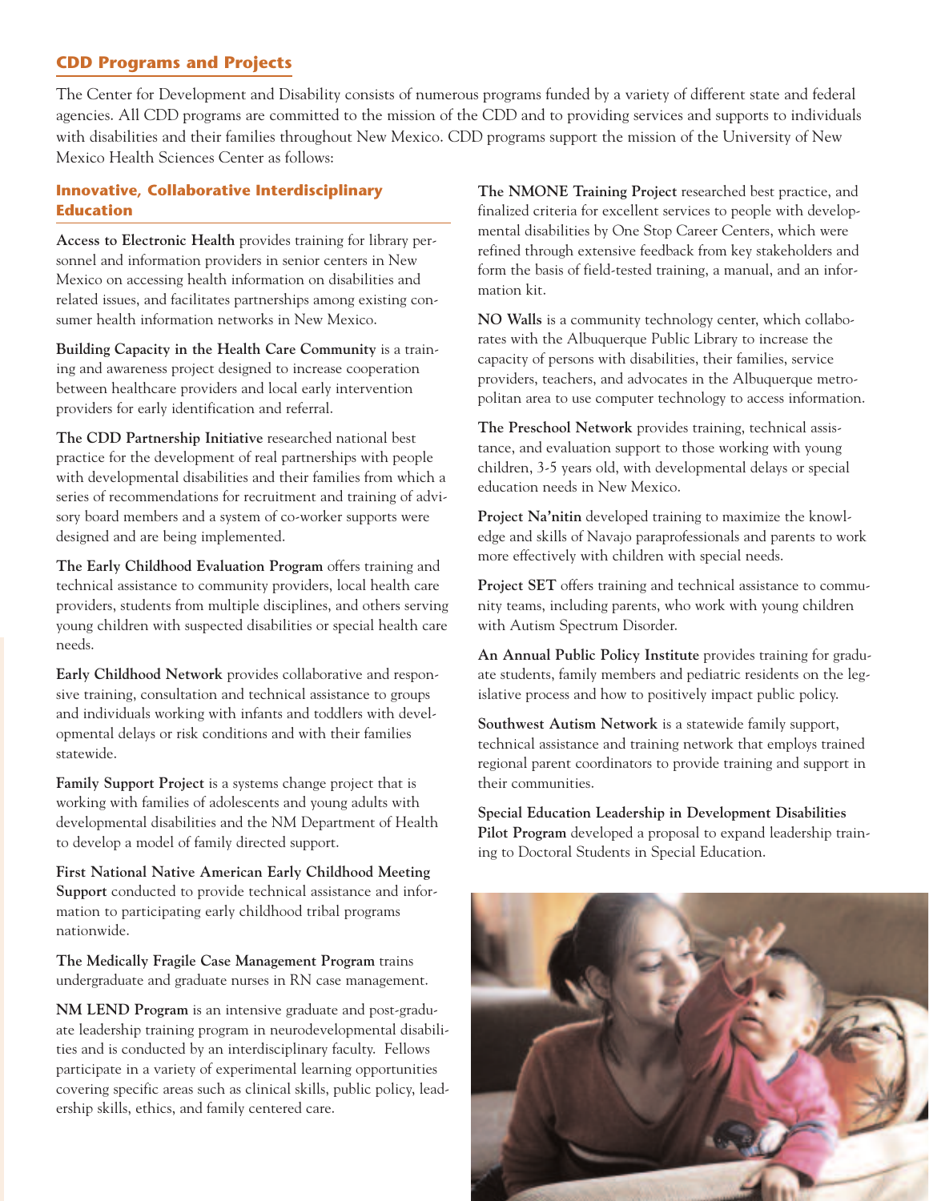## CDD Programs and Projects

The Center for Development and Disability consists of numerous programs funded by a variety of different state and federal agencies. All CDD programs are committed to the mission of the CDD and to providing services and supports to individuals with disabilities and their families throughout New Mexico. CDD programs support the mission of the University of New Mexico Health Sciences Center as follows:

### Innovative, Collaborative Interdisciplinary Education

**Access to Electronic Health** provides training for library personnel and information providers in senior centers in New Mexico on accessing health information on disabilities and related issues, and facilitates partnerships among existing consumer health information networks in New Mexico.

**Building Capacity in the Health Care Community** is a training and awareness project designed to increase cooperation between healthcare providers and local early intervention providers for early identification and referral.

**The CDD Partnership Initiative** researched national best practice for the development of real partnerships with people with developmental disabilities and their families from which a series of recommendations for recruitment and training of advisory board members and a system of co-worker supports were designed and are being implemented.

**The Early Childhood Evaluation Program** offers training and technical assistance to community providers, local health care providers, students from multiple disciplines, and others serving young children with suspected disabilities or special health care needs.

**Early Childhood Network** provides collaborative and responsive training, consultation and technical assistance to groups and individuals working with infants and toddlers with developmental delays or risk conditions and with their families statewide.

**Family Support Project** is a systems change project that is working with families of adolescents and young adults with developmental disabilities and the NM Department of Health to develop a model of family directed support.

**First National Native American Early Childhood Meeting Support** conducted to provide technical assistance and information to participating early childhood tribal programs nationwide.

**The Medically Fragile Case Management Program** trains undergraduate and graduate nurses in RN case management.

**NM LEND Program** is an intensive graduate and post-graduate leadership training program in neurodevelopmental disabilities and is conducted by an interdisciplinary faculty. Fellows participate in a variety of experimental learning opportunities covering specific areas such as clinical skills, public policy, leadership skills, ethics, and family centered care.

**The NMONE Training Project** researched best practice, and finalized criteria for excellent services to people with developmental disabilities by One Stop Career Centers, which were refined through extensive feedback from key stakeholders and form the basis of field-tested training, a manual, and an information kit.

**NO Walls** is a community technology center, which collaborates with the Albuquerque Public Library to increase the capacity of persons with disabilities, their families, service providers, teachers, and advocates in the Albuquerque metropolitan area to use computer technology to access information.

**The Preschool Network** provides training, technical assistance, and evaluation support to those working with young children, 3-5 years old, with developmental delays or special education needs in New Mexico.

**Project Na'nitin** developed training to maximize the knowledge and skills of Navajo paraprofessionals and parents to work more effectively with children with special needs.

**Project SET** offers training and technical assistance to community teams, including parents, who work with young children with Autism Spectrum Disorder.

**An Annual Public Policy Institute** provides training for graduate students, family members and pediatric residents on the legislative process and how to positively impact public policy.

**Southwest Autism Network** is a statewide family support, technical assistance and training network that employs trained regional parent coordinators to provide training and support in their communities.

**Special Education Leadership in Development Disabilities Pilot Program** developed a proposal to expand leadership training to Doctoral Students in Special Education.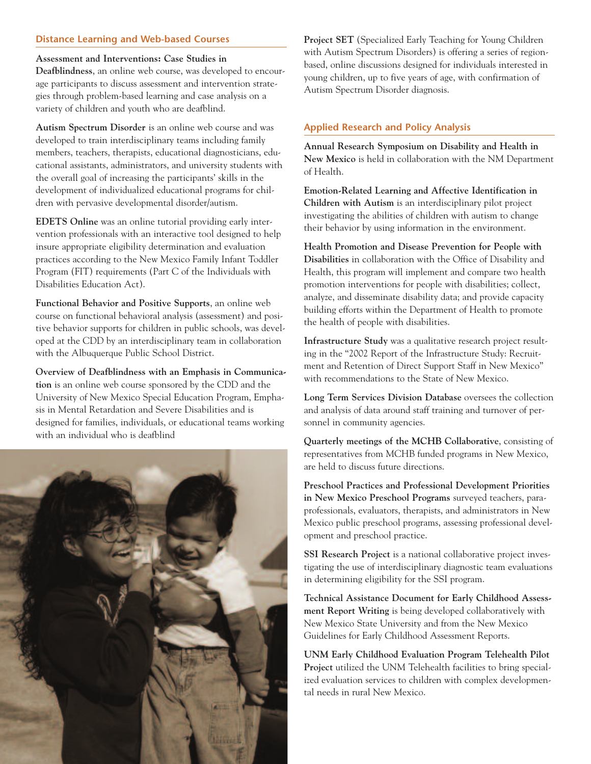## Distance Learning and Web-based Courses

**Assessment and Interventions: Case Studies in Deafblindness**, an online web course, was developed to encourage participants to discuss assessment and intervention strategies through problem-based learning and case analysis on a variety of children and youth who are deafblind.

**Autism Spectrum Disorder** is an online web course and was developed to train interdisciplinary teams including family members, teachers, therapists, educational diagnosticians, educational assistants, administrators, and university students with the overall goal of increasing the participants' skills in the development of individualized educational programs for children with pervasive developmental disorder/autism.

**EDETS Online** was an online tutorial providing early intervention professionals with an interactive tool designed to help insure appropriate eligibility determination and evaluation practices according to the New Mexico Family Infant Toddler Program (FIT) requirements (Part C of the Individuals with Disabilities Education Act).

**Functional Behavior and Positive Supports**, an online web course on functional behavioral analysis (assessment) and positive behavior supports for children in public schools, was developed at the CDD by an interdisciplinary team in collaboration with the Albuquerque Public School District.

**Overview of Deafblindness with an Emphasis in Communication** is an online web course sponsored by the CDD and the University of New Mexico Special Education Program, Emphasis in Mental Retardation and Severe Disabilities and is designed for families, individuals, or educational teams working with an individual who is deafblind

**Project SET** (Specialized Early Teaching for Young Children with Autism Spectrum Disorders) is offering a series of region-based, online discussions designed for individuals interested in young children, up to five years of age, with confirmation of Autism Spectrum Disorder diagnosis.

## Applied Research and Policy Analysis

**Annual Research Symposium on Disability and Health in New Mexico** is held in collaboration with the NM Department of Health.

**Emotion-Related Learning and Affective Identification in Children with Autism** is an interdisciplinary pilot project investigating the abilities of children with autism to change their behavior by using information in the environment.

**Health Promotion and Disease Prevention for People with Disabilities** in collaboration with the Office of Disability and Health, this program will implement and compare two health promotion interventions for people with disabilities; collect, analyze, and disseminate disability data; and provide capacity building efforts within the Department of Health to promote the health of people with disabilities.

**Infrastructure Study** was a qualitative research project resulting in the "2002 Report of the Infrastructure Study: Recruitment and Retention of Direct Support Staff in New Mexico" with recommendations to the State of New Mexico.

**Long Term Services Division Database** oversees the collection and analysis of data around staff training and turnover of personnel in community agencies.

**Quarterly meetings of the MCHB Collaborative**, consisting of representatives from MCHB funded programs in New Mexico, are held to discuss future directions.

**Preschool Practices and Professional Development Priorities in New Mexico Preschool Programs** surveyed teachers, paraprofessionals, evaluators, therapists, and administrators in New Mexico public preschool programs, assessing professional development and preschool practice.

**SSI Research Project** is a national collaborative project investigating the use of interdisciplinary diagnostic team evaluations in determining eligibility for the SSI program.

**Technical Assistance Document for Early Childhood Assessment Report Writing** is being developed collaboratively with New Mexico State University and from the New Mexico Guidelines for Early Childhood Assessment Reports.

**UNM Early Childhood Evaluation Program Telehealth Pilot Project** utilized the UNM Telehealth facilities to bring specialized evaluation services to children with complex developmental needs in rural New Mexico.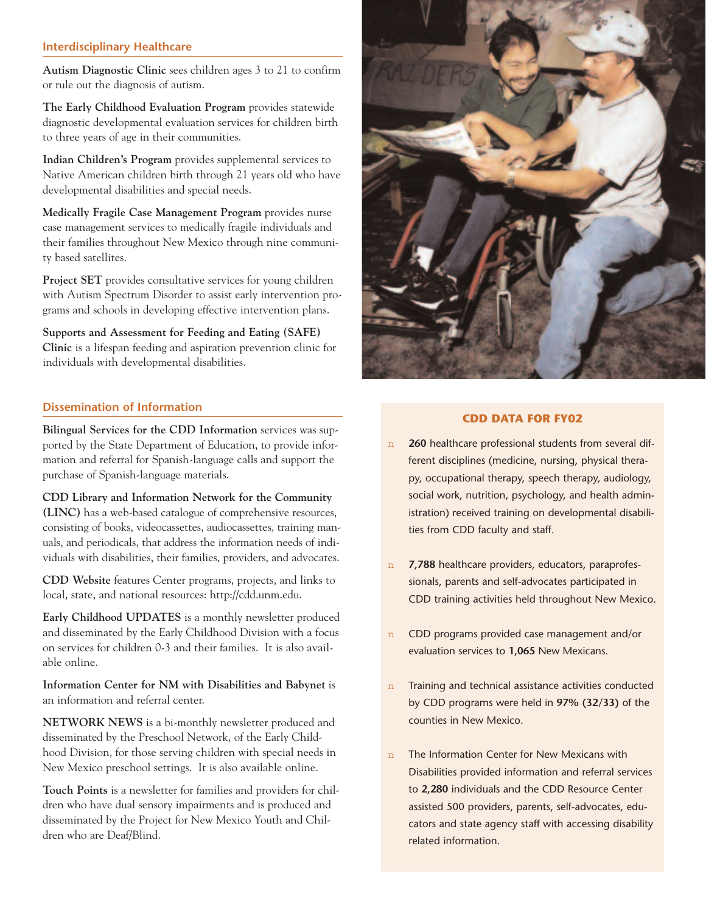## Interdisciplinary Healthcare

**Autism Diagnostic Clinic** sees children ages 3 to 21 to confirm or rule out the diagnosis of autism.

**The Early Childhood Evaluation Program** provides statewide diagnostic developmental evaluation services for children birth to three years of age in their communities.

**Indian Children's Program** provides supplemental services to Native American children birth through 21 years old who have developmental disabilities and special needs.

**Medically Fragile Case Management Program** provides nurse case management services to medically fragile individuals and their families throughout New Mexico through nine community based satellites.

**Project SET** provides consultative services for young children with Autism Spectrum Disorder to assist early intervention programs and schools in developing effective intervention plans.

**Supports and Assessment for Feeding and Eating (SAFE) Clinic** is a lifespan feeding and aspiration prevention clinic for individuals with developmental disabilities.

## Dissemination of Information

**Bilingual Services for the CDD Information** services was supported by the State Department of Education, to provide information and referral for Spanish-language calls and support the purchase of Spanish-language materials.

**CDD Library and Information Network for the Community (LINC)** has a web-based catalogue of comprehensive resources, consisting of books, videocassettes, audiocassettes, training manuals, and periodicals, that address the information needs of individuals with disabilities, their families, providers, and advocates.

**CDD Website** features Center programs, projects, and links to local, state, and national resources: http://cdd.unm.edu.

**Early Childhood UPDATES** is a monthly newsletter produced and disseminated by the Early Childhood Division with a focus on services for children 0-3 and their families. It is also available online.

**Information Center for NM with Disabilities and Babynet** is an information and referral center.

**NETWORK NEWS** is a bi-monthly newsletter produced and disseminated by the Preschool Network, of the Early Childhood Division, for those serving children with special needs in New Mexico preschool settings. It is also available online.

**Touch Points** is a newsletter for families and providers for children who have dual sensory impairments and is produced and disseminated by the Project for New Mexico Youth and Children who are Deaf/Blind.

### CDD DATA FOR FY02

- **260** healthcare professional students from several different disciplines (medicine, nursing, physical therapy, occupational therapy, speech therapy, audiology, social work, nutrition, psychology, and health administration) received training on developmental disabilities from CDD faculty and staff.
- **7,788** healthcare providers, educators, paraprofessionals, parents and self-advocates participated in CDD training activities held throughout New Mexico.
- CDD programs provided case management and/or evaluation services to **1,065** New Mexicans.
- Training and technical assistance activities conducted by CDD programs were held in **97% (32/33)** of the counties in New Mexico.
- The Information Center for New Mexicans with Disabilities provided information and referral services to **2,280** individuals and the CDD Resource Center assisted 500 providers, parents, self-advocates, educators and state agency staff with accessing disability related information.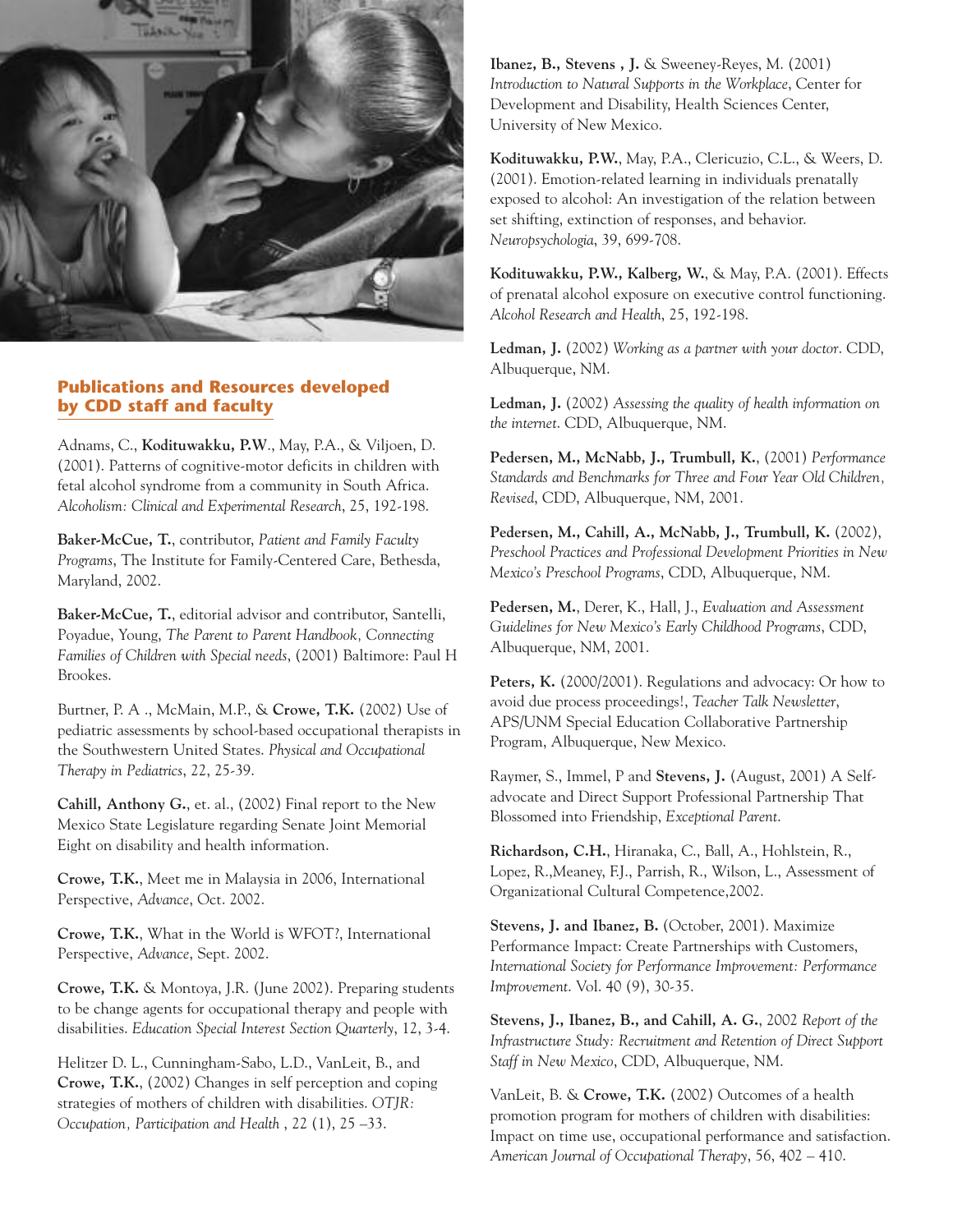## Publications and Resources developed by CDD staff and faculty

Adnams, C., **Kodituwakku, P.W**., May, P.A., & Viljoen, D. (2001). Patterns of cognitive-motor deficits in children with fetal alcohol syndrome from a community in South Africa. *Alcoholism: Clinical and Experimental Research*, 25, 192-198.

**Baker-McCue, T.**, contributor, *Patient and Family Faculty Programs*, The Institute for Family-Centered Care, Bethesda, Maryland, 2002.

**Baker-McCue, T.**, editorial advisor and contributor, Santelli, Poyadue, Young, *The Parent to Parent Handbook, Connecting Families of Children with Special needs*, (2001) Baltimore: Paul H Brookes.

Burtner, P. A ., McMain, M.P., & **Crowe, T.K.** (2002) Use of pediatric assessments by school-based occupational therapists in the Southwestern United States. *Physical and Occupational Therapy in Pediatrics*, 22, 25-39.

**Cahill, Anthony G.**, et. al., (2002) Final report to the New Mexico State Legislature regarding Senate Joint Memorial Eight on disability and health information.

**Crowe, T.K.**, Meet me in Malaysia in 2006, International Perspective, *Advance*, Oct. 2002.

**Crowe, T.K.**, What in the World is WFOT?, International Perspective, *Advance*, Sept. 2002.

**Crowe, T.K.** & Montoya, J.R. (June 2002). Preparing students to be change agents for occupational therapy and people with disabilities. *Education Special Interest Section Quarterly*, 12, 3-4.

Helitzer D. L., Cunningham-Sabo, L.D., VanLeit, B., and **Crowe, T.K.**, (2002) Changes in self perception and coping strategies of mothers of children with disabilities. *OTJR: Occupation, Participation and Health* , 22 (1), 25 –33.

**Ibanez, B., Stevens , J.** & Sweeney-Reyes, M. (2001) *Introduction to Natural Supports in the Workplace*, Center for Development and Disability, Health Sciences Center, University of New Mexico.

**Kodituwakku, P.W.**, May, P.A., Clericuzio, C.L., & Weers, D. (2001). Emotion-related learning in individuals prenatally exposed to alcohol: An investigation of the relation between set shifting, extinction of responses, and behavior. *Neuropsychologia*, 39, 699-708.

**Kodituwakku, P.W., Kalberg, W.**, & May, P.A. (2001). Effects of prenatal alcohol exposure on executive control functioning. *Alcohol Research and Health*, 25, 192-198.

**Ledman, J.** (2002) *Working as a partner with your doctor*. CDD, Albuquerque, NM.

**Ledman, J.** (2002) *Assessing the quality of health information on the internet*. CDD, Albuquerque, NM.

**Pedersen, M., McNabb, J., Trumbull, K.**, (2001) *Performance Standards and Benchmarks for Three and Four Year Old Children, Revised*, CDD, Albuquerque, NM, 2001.

**Pedersen, M., Cahill, A., McNabb, J., Trumbull, K.** (2002), *Preschool Practices and Professional Development Priorities in New Mexico's Preschool Programs*, CDD, Albuquerque, NM.

**Pedersen, M.**, Derer, K., Hall, J., *Evaluation and Assessment Guidelines for New Mexico's Early Childhood Programs*, CDD, Albuquerque, NM, 2001.

**Peters, K.** (2000/2001). Regulations and advocacy: Or how to avoid due process proceedings!, *Teacher Talk Newsletter*, APS/UNM Special Education Collaborative Partnership Program, Albuquerque, New Mexico.

Raymer, S., Immel, P and **Stevens, J.** (August, 2001) A Self-advocate and Direct Support Professional Partnership That Blossomed into Friendship, *Exceptional Parent*.

**Richardson, C.H.**, Hiranaka, C., Ball, A., Hohlstein, R., Lopez, R.,Meaney, F.J., Parrish, R., Wilson, L., Assessment of Organizational Cultural Competence,2002.

**Stevens, J. and Ibanez, B.** (October, 2001). Maximize Performance Impact: Create Partnerships with Customers, *International Society for Performance Improvement: Performance Improvement*. Vol. 40 (9), 30-35.

**Stevens, J., Ibanez, B., and Cahill, A. G.**, 2002 *Report of the Infrastructure Study: Recruitment and Retention of Direct Support Staff in New Mexico*, CDD, Albuquerque, NM.

VanLeit, B. & **Crowe, T.K.** (2002) Outcomes of a health promotion program for mothers of children with disabilities: Impact on time use, occupational performance and satisfaction. *American Journal of Occupational Therapy*, 56, 402 – 410.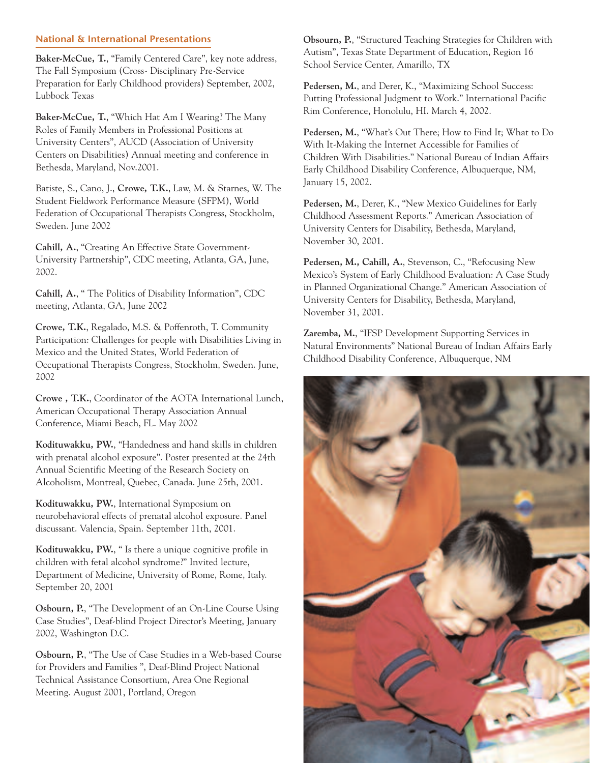## National & International Presentations

**Baker-McCue, T.**, "Family Centered Care", key note address, The Fall Symposium (Cross- Disciplinary Pre-Service Preparation for Early Childhood providers) September, 2002, Lubbock Texas

**Baker-McCue, T.**, "Which Hat Am I Wearing? The Many Roles of Family Members in Professional Positions at University Centers", AUCD (Association of University Centers on Disabilities) Annual meeting and conference in Bethesda, Maryland, Nov.2001.

Batiste, S., Cano, J., **Crowe, T.K.**, Law, M. & Starnes, W. The Student Fieldwork Performance Measure (SFPM), World Federation of Occupational Therapists Congress, Stockholm, Sweden. June 2002

**Cahill, A.**, "Creating An Effective State Government-University Partnership", CDC meeting, Atlanta, GA, June, 2002.

**Cahill, A.**, " The Politics of Disability Information", CDC meeting, Atlanta, GA, June 2002

**Crowe, T.K.**, Regalado, M.S. & Poffenroth, T. Community Participation: Challenges for people with Disabilities Living in Mexico and the United States, World Federation of Occupational Therapists Congress, Stockholm, Sweden. June, 2002

**Crowe , T.K.**, Coordinator of the AOTA International Lunch, American Occupational Therapy Association Annual Conference, Miami Beach, FL. May 2002

**Kodituwakku, PW.**, "Handedness and hand skills in children with prenatal alcohol exposure". Poster presented at the 24th Annual Scientific Meeting of the Research Society on Alcoholism, Montreal, Quebec, Canada. June 25th, 2001.

**Kodituwakku, PW.**, International Symposium on neurobehavioral effects of prenatal alcohol exposure. Panel discussant. Valencia, Spain. September 11th, 2001.

**Kodituwakku, PW.**, " Is there a unique cognitive profile in children with fetal alcohol syndrome?" Invited lecture, Department of Medicine, University of Rome, Rome, Italy. September 20, 2001

**Osbourn, P.**, "The Development of an On-Line Course Using Case Studies", Deaf-blind Project Director's Meeting, January 2002, Washington D.C.

**Osbourn, P.**, "The Use of Case Studies in a Web-based Course for Providers and Families ", Deaf-Blind Project National Technical Assistance Consortium, Area One Regional Meeting. August 2001, Portland, Oregon

**Obsourn, P.**, "Structured Teaching Strategies for Children with Autism", Texas State Department of Education, Region 16 School Service Center, Amarillo, TX

**Pedersen, M.**, and Derer, K., "Maximizing School Success: Putting Professional Judgment to Work." International Pacific Rim Conference, Honolulu, HI. March 4, 2002.

**Pedersen, M.**, "What's Out There; How to Find It; What to Do With It-Making the Internet Accessible for Families of Children With Disabilities." National Bureau of Indian Affairs Early Childhood Disability Conference, Albuquerque, NM, January 15, 2002.

**Pedersen, M.**, Derer, K., "New Mexico Guidelines for Early Childhood Assessment Reports." American Association of University Centers for Disability, Bethesda, Maryland, November 30, 2001.

**Pedersen, M., Cahill, A.**, Stevenson, C., "Refocusing New Mexico's System of Early Childhood Evaluation: A Case Study in Planned Organizational Change." American Association of University Centers for Disability, Bethesda, Maryland, November 31, 2001.

**Zaremba, M.**, "IFSP Development Supporting Services in Natural Environments" National Bureau of Indian Affairs Early Childhood Disability Conference, Albuquerque, NM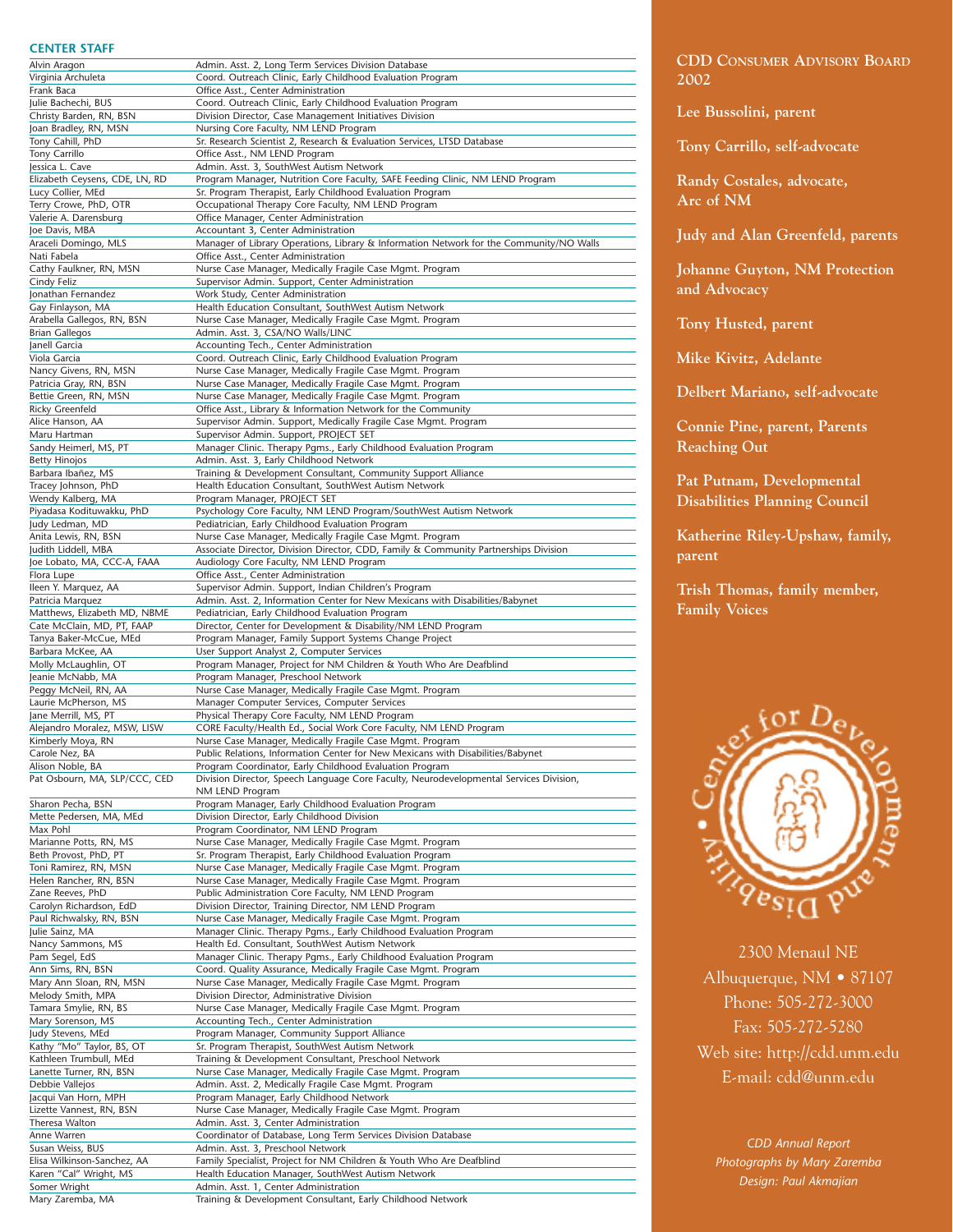## CENTER STAFF

| | |
|---|---|
| Alvin Aragon | Admin. Asst. 2, Long Term Services Division Database |
| Virginia Archuleta | Coord. Outreach Clinic, Early Childhood Evaluation Program |
| Frank Baca | Office Asst., Center Administration |
| Julie Bachechi, BUS | Coord. Outreach Clinic, Early Childhood Evaluation Program |
| Christy Barden, RN, BSN | Division Director, Case Management Initiatives Division |
| Joan Bradley, RN, MSN | Nursing Core Faculty, NM LEND Program |
| Tony Cahill, PhD | Sr. Research Scientist 2, Research & Evaluation Services, LTSD Database |
| Tony Carrillo | Office Asst., NM LEND Program |
| Jessica L. Cave | Admin. Asst. 3, SouthWest Autism Network |
| Elizabeth Ceysens, CDE, LN, RD | Program Manager, Nutrition Core Faculty, SAFE Feeding Clinic, NM LEND Program |
| Lucy Collier, MEd | Sr. Program Therapist, Early Childhood Evaluation Program |
| Terry Crowe, PhD, OTR | Occupational Therapy Core Faculty, NM LEND Program |
| Valerie A. Darensburg | Office Manager, Center Administration |
| Joe Davis, MBA | Accountant 3, Center Administration |
| Araceli Domingo, MLS | Manager of Library Operations, Library & Information Network for the Community/NO Walls |
| Nati Fabela | Office Asst., Center Administration |
| Cathy Faulkner, RN, MSN | Nurse Case Manager, Medically Fragile Case Mgmt. Program |
| Cindy Feliz | Supervisor Admin. Support, Center Administration |
| Jonathan Fernandez | Work Study, Center Administration |
| Gay Finlayson, MA | Health Education Consultant, SouthWest Autism Network |
| Arabella Gallegos, RN, BSN | Nurse Case Manager, Medically Fragile Case Mgmt. Program |
| Brian Gallegos | Admin. Asst. 3, CSA/NO Walls/LINC |
| Janell Garcia | Accounting Tech., Center Administration |
| Viola Garcia | Coord. Outreach Clinic, Early Childhood Evaluation Program |
| Nancy Givens, RN, MSN | Nurse Case Manager, Medically Fragile Case Mgmt. Program |
| Patricia Gray, RN, BSN | Nurse Case Manager, Medically Fragile Case Mgmt. Program |
| Bettie Green, RN, MSN | Nurse Case Manager, Medically Fragile Case Mgmt. Program |
| Ricky Greenfeld | Office Asst., Library & Information Network for the Community |
| Alice Hanson, AA | Supervisor Admin. Support, Medically Fragile Case Mgmt. Program |
| Maru Hartman | Supervisor Admin. Support, PROJECT SET |
| Sandy Heimerl, MS, PT | Manager Clinic. Therapy Pgms., Early Childhood Evaluation Program |
| Betty Hinojos | Admin. Asst. 3, Early Childhood Network |
| Barbara Ibañez, MS | Training & Development Consultant, Community Support Alliance |
| Tracey Johnson, PhD | Health Education Consultant, SouthWest Autism Network |
| Wendy Kalberg, MA | Program Manager, PROJECT SET |
| Piyadasa Kodituwakku, PhD | Psychology Core Faculty, NM LEND Program/SouthWest Autism Network |
| Judy Ledman, MD | Pediatrician, Early Childhood Evaluation Program |
| Anita Lewis, RN, BSN | Nurse Case Manager, Medically Fragile Case Mgmt. Program |
| Judith Liddell, MBA | Associate Director, Division Director, CDD, Family & Community Partnerships Division |
| Joe Lobato, MA, CCC-A, FAAA | Audiology Core Faculty, NM LEND Program |
| Flora Lupe | Office Asst., Center Administration |
| Ileen Y. Marquez, AA | Supervisor Admin. Support, Indian Children's Program |
| Patricia Marquez | Admin. Asst. 2, Information Center for New Mexicans with Disabilities/Babynet |
| Matthews, Elizabeth MD, NBME | Pediatrician, Early Childhood Evaluation Program |
| Cate McClain, MD, PT, FAAP | Director, Center for Development & Disability/NM LEND Program |
| Tanya Baker-McCue, MEd | Program Manager, Family Support Systems Change Project |
| Barbara McKee, AA | User Support Analyst 2, Computer Services |
| Molly McLaughlin, OT | Program Manager, Project for NM Children & Youth Who Are Deafblind |
| Jeanie McNabb, MA | Program Manager, Preschool Network |
| Peggy McNeil, RN, AA | Nurse Case Manager, Medically Fragile Case Mgmt. Program |
| Laurie McPherson, MS | Manager Computer Services, Computer Services |
| Jane Merrill, MS, PT | Physical Therapy Core Faculty, NM LEND Program |
| Alejandro Moralez, MSW, LISW | CORE Faculty/Health Ed., Social Work Core Faculty, NM LEND Program |
| Kimberly Moya, RN | Nurse Case Manager, Medically Fragile Case Mgmt. Program |
| Carole Nez, BA | Public Relations, Information Center for New Mexicans with Disabilities/Babynet |
| Alison Noble, BA | Program Coordinator, Early Childhood Evaluation Program |
| Pat Osbourn, MA, SLP/CCC, CED | Division Director, Speech Language Core Faculty, Neurodevelopmental Services Division, NM LEND Program |
| Sharon Pecha, BSN | Program Manager, Early Childhood Evaluation Program |
| Mette Pedersen, MA, MEd | Division Director, Early Childhood Division |
| Max Pohl | Program Coordinator, NM LEND Program |
| Marianne Potts, RN, MS | Nurse Case Manager, Medically Fragile Case Mgmt. Program |
| Beth Provost, PhD, PT | Sr. Program Therapist, Early Childhood Evaluation Program |
| Toni Ramirez, RN, MSN | Nurse Case Manager, Medically Fragile Case Mgmt. Program |
| Helen Rancher, RN, BSN | Nurse Case Manager, Medically Fragile Case Mgmt. Program |
| Zane Reeves, PhD | Public Administration Core Faculty, NM LEND Program |
| Carolyn Richardson, EdD | Division Director, Training Director, NM LEND Program |
| Paul Richwalsky, RN, BSN | Nurse Case Manager, Medically Fragile Case Mgmt. Program |
| Julie Sainz, MA | Manager Clinic. Therapy Pgms., Early Childhood Evaluation Program |
| Nancy Sammons, MS | Health Ed. Consultant, SouthWest Autism Network |
| Pam Segel, EdS | Manager Clinic. Therapy Pgms., Early Childhood Evaluation Program |
| Ann Sims, RN, BSN | Coord. Quality Assurance, Medically Fragile Case Mgmt. Program |
| Mary Ann Sloan, RN, MSN | Nurse Case Manager, Medically Fragile Case Mgmt. Program |
| Melody Smith, MPA | Division Director, Administrative Division |
| Tamara Smylie, RN, BS | Nurse Case Manager, Medically Fragile Case Mgmt. Program |
| Mary Sorenson, MS | Accounting Tech., Center Administration |
| Judy Stevens, MEd | Program Manager, Community Support Alliance |
| Kathy "Mo" Taylor, BS, OT | Sr. Program Therapist, SouthWest Autism Network |
| Kathleen Trumbull, MEd | Training & Development Consultant, Preschool Network |
| Lanette Turner, RN, BSN | Nurse Case Manager, Medically Fragile Case Mgmt. Program |
| Debbie Vallejos | Admin. Asst. 2, Medically Fragile Case Mgmt. Program |
| Jacqui Van Horn, MPH | Program Manager, Early Childhood Network |
| Lizette Vannest, RN, BSN | Nurse Case Manager, Medically Fragile Case Mgmt. Program |
| Theresa Walton | Admin. Asst. 3, Center Administration |
| Anne Warren | Coordinator of Database, Long Term Services Division Database |
| Susan Weiss, BUS | Admin. Asst. 3, Preschool Network |
| Elisa Wilkinson-Sanchez, AA | Family Specialist, Project for NM Children & Youth Who Are Deafblind |
| Karen "Cal" Wright, MS | Health Education Manager, SouthWest Autism Network |
| Somer Wright | Admin. Asst. 1, Center Administration |
| Mary Zaremba, MA | Training & Development Consultant, Early Childhood Network |

## CDD Consumer Advisory Board 2002

**Lee Bussolini, parent**

**Tony Carrillo, self-advocate**

**Randy Costales, advocate, Arc of NM**

**Judy and Alan Greenfeld, parents**

**Johanne Guyton, NM Protection and Advocacy**

**Tony Husted, parent**

**Mike Kivitz, Adelante**

**Delbert Mariano, self-advocate**

**Connie Pine, parent, Parents Reaching Out**

**Pat Putnam, Developmental Disabilities Planning Council**

**Katherine Riley-Upshaw, family, parent**

**Trish Thomas, family member, Family Voices**

Center for Development and Disability

2300 Menaul NE
Albuquerque, NM • 87107
Phone: 505-272-3000
Fax: 505-272-5280
Web site: http://cdd.unm.edu
E-mail: cdd@unm.edu

*CDD Annual Report*
*Photographs by Mary Zaremba*
*Design: Paul Akmajian*